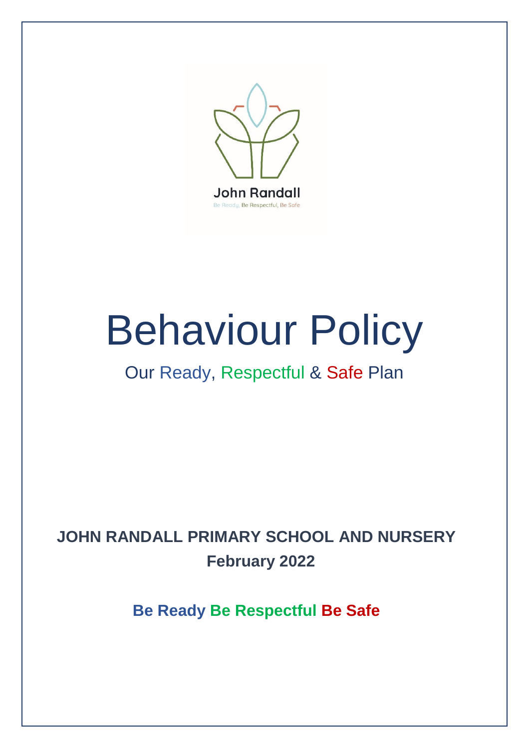John Randall

Be Ready, Be Respectful, Be Safe

# Behaviour Policy

## Our Ready, Respectful & Safe Plan

**JOHN RANDALL PRIMARY SCHOOL AND NURSERY**

**February 2022**

**Be Ready Be Respectful Be Safe**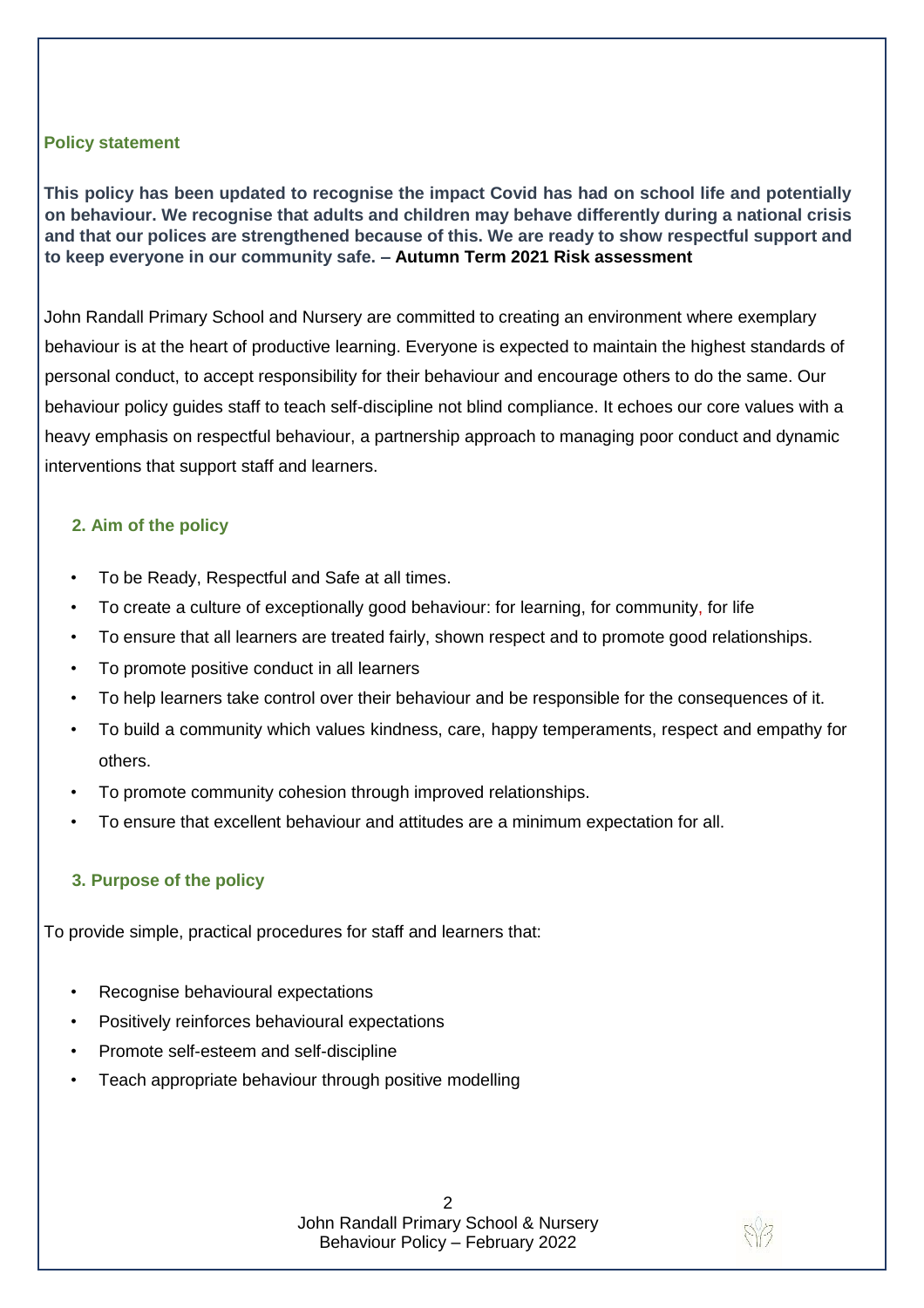## Policy statement

**This policy has been updated to recognise the impact Covid has had on school life and potentially on behaviour. We recognise that adults and children may behave differently during a national crisis and that our polices are strengthened because of this. We are ready to show respectful support and to keep everyone in our community safe. – Autumn Term 2021 Risk assessment**

John Randall Primary School and Nursery are committed to creating an environment where exemplary behaviour is at the heart of productive learning. Everyone is expected to maintain the highest standards of personal conduct, to accept responsibility for their behaviour and encourage others to do the same. Our behaviour policy guides staff to teach self-discipline not blind compliance. It echoes our core values with a heavy emphasis on respectful behaviour, a partnership approach to managing poor conduct and dynamic interventions that support staff and learners.

## 2. Aim of the policy

- To be Ready, Respectful and Safe at all times.
- To create a culture of exceptionally good behaviour: for learning, for community, for life
- To ensure that all learners are treated fairly, shown respect and to promote good relationships.
- To promote positive conduct in all learners
- To help learners take control over their behaviour and be responsible for the consequences of it.
- To build a community which values kindness, care, happy temperaments, respect and empathy for others.
- To promote community cohesion through improved relationships.
- To ensure that excellent behaviour and attitudes are a minimum expectation for all.

## 3. Purpose of the policy

To provide simple, practical procedures for staff and learners that:

- Recognise behavioural expectations
- Positively reinforces behavioural expectations
- Promote self-esteem and self-discipline
- Teach appropriate behaviour through positive modelling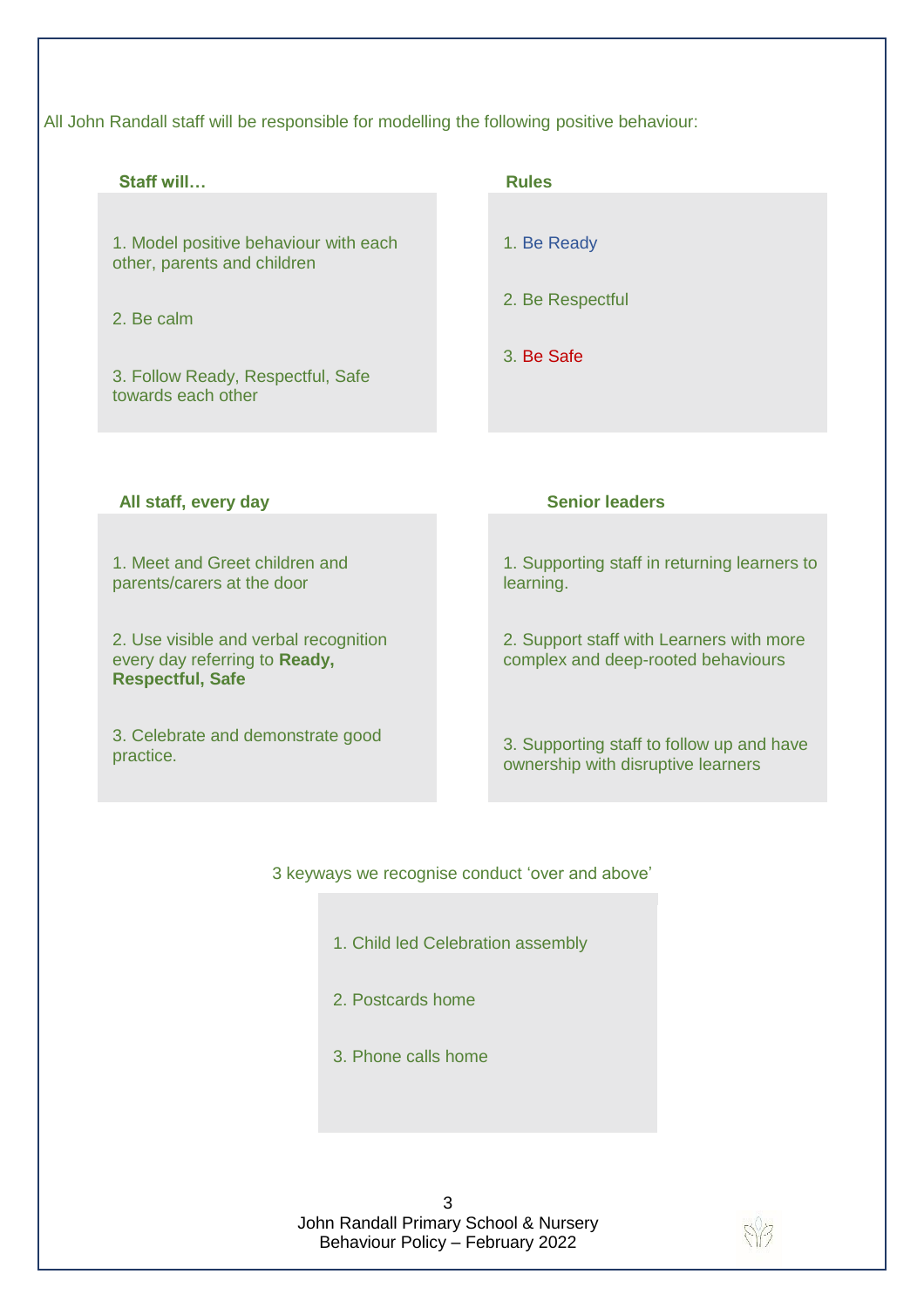All John Randall staff will be responsible for modelling the following positive behaviour:

**Staff will…**

1. Model positive behaviour with each other, parents and children
2. Be calm
3. Follow Ready, Respectful, Safe towards each other

**Rules**

1. Be Ready
2. Be Respectful
3. Be Safe

**All staff, every day**

1. Meet and Greet children and parents/carers at the door
2. Use visible and verbal recognition every day referring to **Ready, Respectful, Safe**
3. Celebrate and demonstrate good practice.

**Senior leaders**

1. Supporting staff in returning learners to learning.
2. Support staff with Learners with more complex and deep-rooted behaviours
3. Supporting staff to follow up and have ownership with disruptive learners

3 keyways we recognise conduct 'over and above'

1. Child led Celebration assembly
2. Postcards home
3. Phone calls home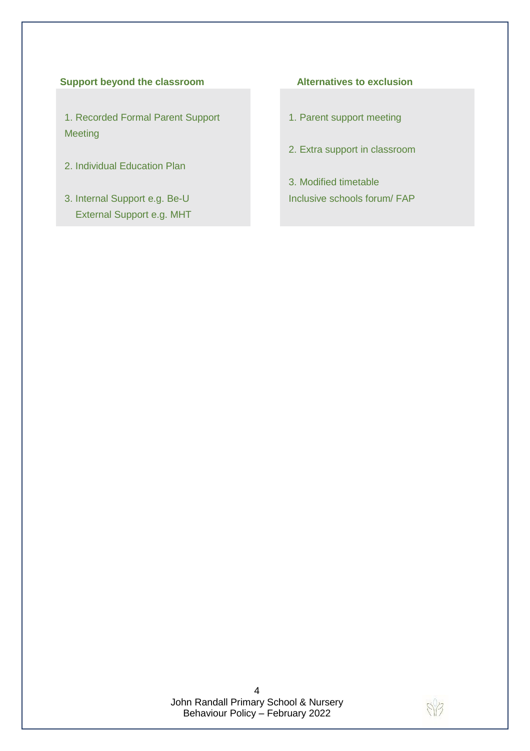**Support beyond the classroom**

1. Recorded Formal Parent Support Meeting

2. Individual Education Plan

3. Internal Support e.g. Be-U
   External Support e.g. MHT

**Alternatives to exclusion**

1. Parent support meeting

2. Extra support in classroom

3. Modified timetable
Inclusive schools forum/ FAP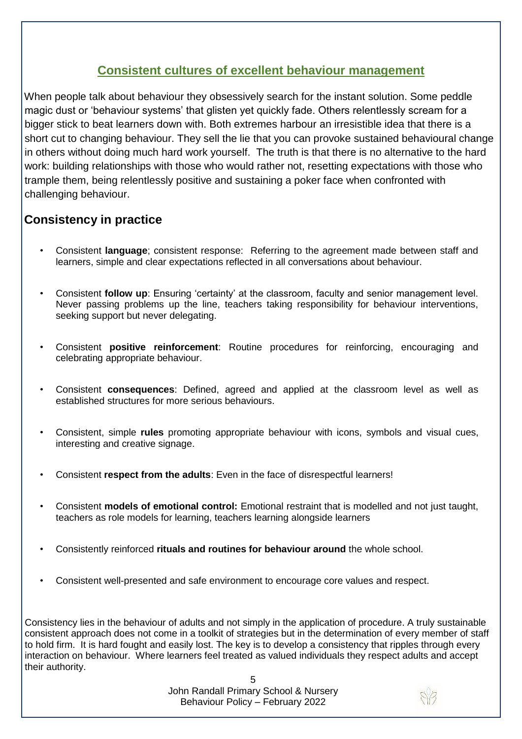## Consistent cultures of excellent behaviour management

When people talk about behaviour they obsessively search for the instant solution. Some peddle magic dust or 'behaviour systems' that glisten yet quickly fade. Others relentlessly scream for a bigger stick to beat learners down with. Both extremes harbour an irresistible idea that there is a short cut to changing behaviour. They sell the lie that you can provoke sustained behavioural change in others without doing much hard work yourself. The truth is that there is no alternative to the hard work: building relationships with those who would rather not, resetting expectations with those who trample them, being relentlessly positive and sustaining a poker face when confronted with challenging behaviour.

## Consistency in practice

- Consistent **language**; consistent response: Referring to the agreement made between staff and learners, simple and clear expectations reflected in all conversations about behaviour.
- Consistent **follow up**: Ensuring 'certainty' at the classroom, faculty and senior management level. Never passing problems up the line, teachers taking responsibility for behaviour interventions, seeking support but never delegating.
- Consistent **positive reinforcement**: Routine procedures for reinforcing, encouraging and celebrating appropriate behaviour.
- Consistent **consequences**: Defined, agreed and applied at the classroom level as well as established structures for more serious behaviours.
- Consistent, simple **rules** promoting appropriate behaviour with icons, symbols and visual cues, interesting and creative signage.
- Consistent **respect from the adults**: Even in the face of disrespectful learners!
- Consistent **models of emotional control:** Emotional restraint that is modelled and not just taught, teachers as role models for learning, teachers learning alongside learners
- Consistently reinforced **rituals and routines for behaviour around** the whole school.
- Consistent well-presented and safe environment to encourage core values and respect.

Consistency lies in the behaviour of adults and not simply in the application of procedure. A truly sustainable consistent approach does not come in a toolkit of strategies but in the determination of every member of staff to hold firm. It is hard fought and easily lost. The key is to develop a consistency that ripples through every interaction on behaviour. Where learners feel treated as valued individuals they respect adults and accept their authority.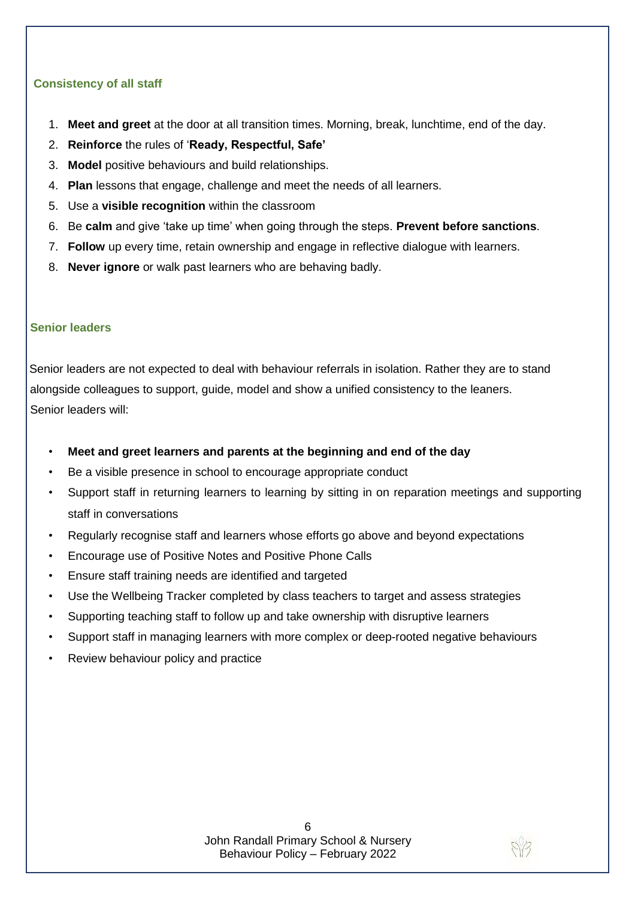## Consistency of all staff

1. **Meet and greet** at the door at all transition times. Morning, break, lunchtime, end of the day.
2. **Reinforce** the rules of '**Ready, Respectful, Safe'**
3. **Model** positive behaviours and build relationships.
4. **Plan** lessons that engage, challenge and meet the needs of all learners.
5. Use a **visible recognition** within the classroom
6. Be **calm** and give 'take up time' when going through the steps. **Prevent before sanctions**.
7. **Follow** up every time, retain ownership and engage in reflective dialogue with learners.
8. **Never ignore** or walk past learners who are behaving badly.

## Senior leaders

Senior leaders are not expected to deal with behaviour referrals in isolation. Rather they are to stand alongside colleagues to support, guide, model and show a unified consistency to the leaners.
Senior leaders will:

- **Meet and greet learners and parents at the beginning and end of the day**
- Be a visible presence in school to encourage appropriate conduct
- Support staff in returning learners to learning by sitting in on reparation meetings and supporting staff in conversations
- Regularly recognise staff and learners whose efforts go above and beyond expectations
- Encourage use of Positive Notes and Positive Phone Calls
- Ensure staff training needs are identified and targeted
- Use the Wellbeing Tracker completed by class teachers to target and assess strategies
- Supporting teaching staff to follow up and take ownership with disruptive learners
- Support staff in managing learners with more complex or deep-rooted negative behaviours
- Review behaviour policy and practice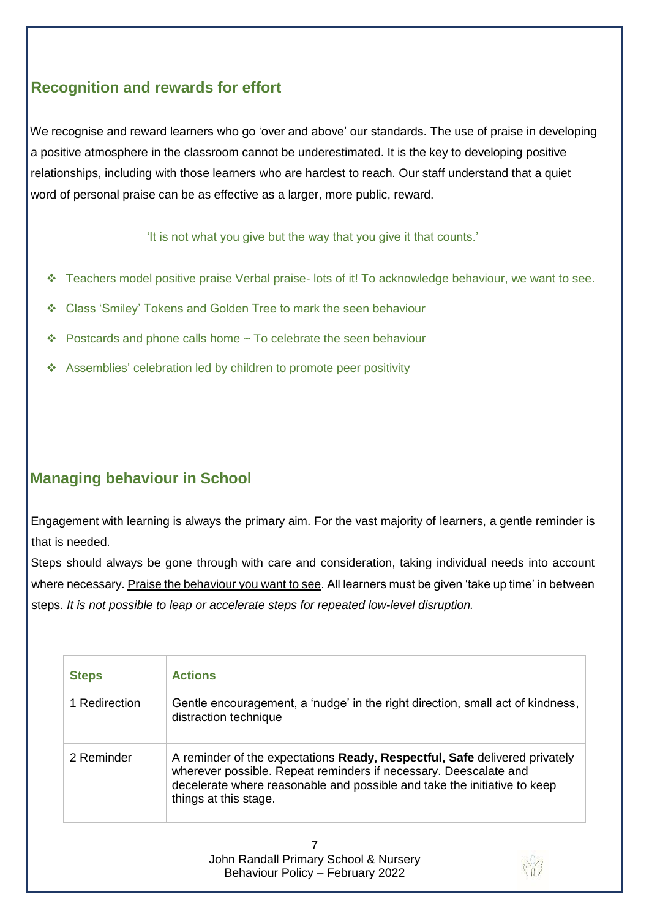## Recognition and rewards for effort

We recognise and reward learners who go 'over and above' our standards. The use of praise in developing a positive atmosphere in the classroom cannot be underestimated. It is the key to developing positive relationships, including with those learners who are hardest to reach. Our staff understand that a quiet word of personal praise can be as effective as a larger, more public, reward.

'It is not what you give but the way that you give it that counts.'

- Teachers model positive praise Verbal praise- lots of it! To acknowledge behaviour, we want to see.
- Class 'Smiley' Tokens and Golden Tree to mark the seen behaviour
- Postcards and phone calls home ~ To celebrate the seen behaviour
- Assemblies' celebration led by children to promote peer positivity

## Managing behaviour in School

Engagement with learning is always the primary aim. For the vast majority of learners, a gentle reminder is that is needed.

Steps should always be gone through with care and consideration, taking individual needs into account where necessary. Praise the behaviour you want to see. All learners must be given 'take up time' in between steps. *It is not possible to leap or accelerate steps for repeated low-level disruption.*

| Steps | Actions |
|---|---|
| 1 Redirection | Gentle encouragement, a 'nudge' in the right direction, small act of kindness, distraction technique |
| 2 Reminder | A reminder of the expectations **Ready, Respectful, Safe** delivered privately wherever possible. Repeat reminders if necessary. Deescalate and decelerate where reasonable and possible and take the initiative to keep things at this stage. |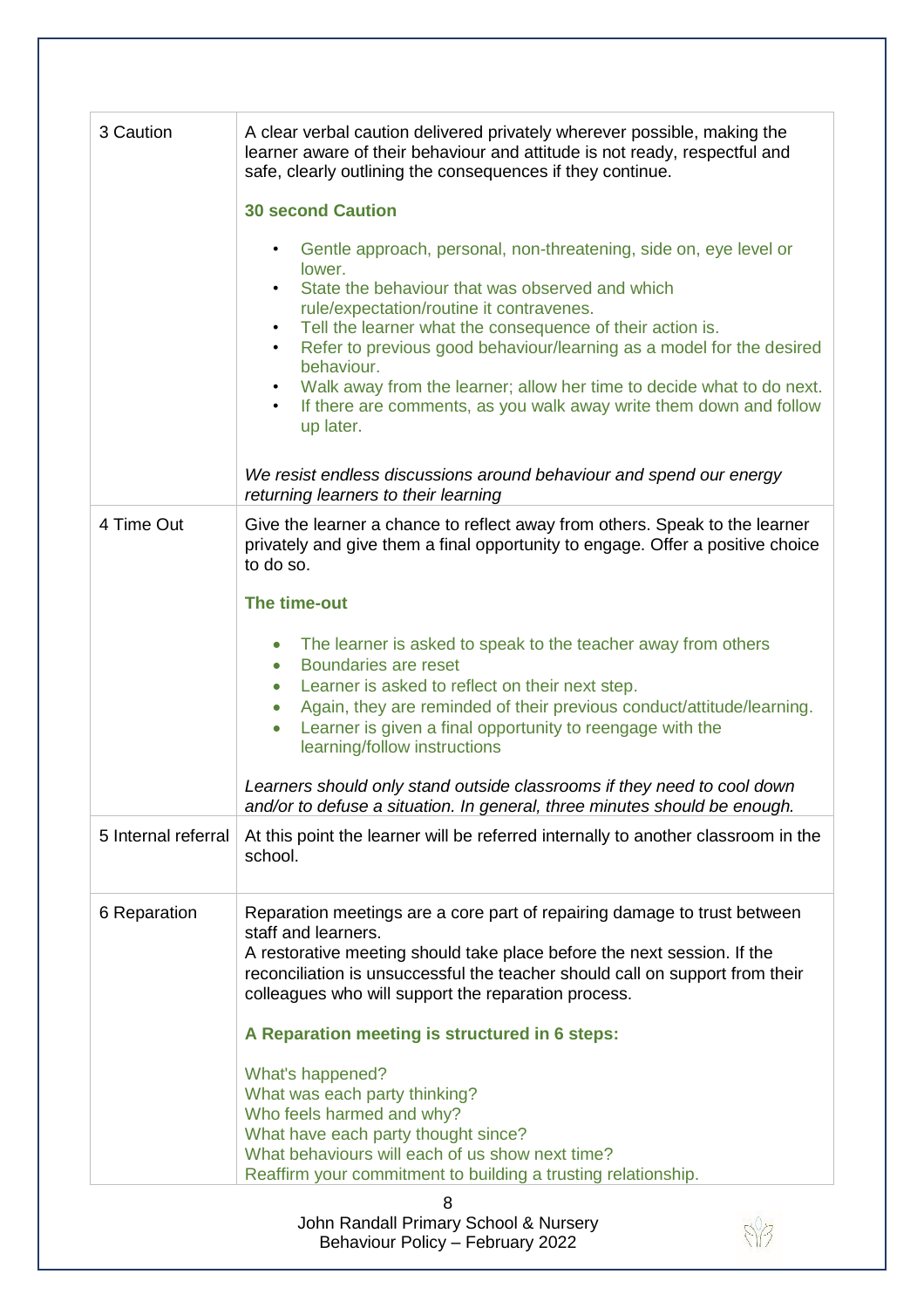| | |
|---|---|
| 3 Caution | A clear verbal caution delivered privately wherever possible, making the learner aware of their behaviour and attitude is not ready, respectful and safe, clearly outlining the consequences if they continue.<br><br>**30 second Caution**<br><br>• Gentle approach, personal, non-threatening, side on, eye level or lower.<br>• State the behaviour that was observed and which rule/expectation/routine it contravenes.<br>• Tell the learner what the consequence of their action is.<br>• Refer to previous good behaviour/learning as a model for the desired behaviour.<br>• Walk away from the learner; allow her time to decide what to do next.<br>• If there are comments, as you walk away write them down and follow up later.<br><br>*We resist endless discussions around behaviour and spend our energy returning learners to their learning* |
| 4 Time Out | Give the learner a chance to reflect away from others. Speak to the learner privately and give them a final opportunity to engage. Offer a positive choice to do so.<br><br>**The time-out**<br><br>• The learner is asked to speak to the teacher away from others<br>• Boundaries are reset<br>• Learner is asked to reflect on their next step.<br>• Again, they are reminded of their previous conduct/attitude/learning.<br>• Learner is given a final opportunity to reengage with the learning/follow instructions<br><br>*Learners should only stand outside classrooms if they need to cool down and/or to defuse a situation. In general, three minutes should be enough.* |
| 5 Internal referral | At this point the learner will be referred internally to another classroom in the school. |
| 6 Reparation | Reparation meetings are a core part of repairing damage to trust between staff and learners.<br>A restorative meeting should take place before the next session. If the reconciliation is unsuccessful the teacher should call on support from their colleagues who will support the reparation process.<br><br>**A Reparation meeting is structured in 6 steps:**<br><br>What's happened?<br>What was each party thinking?<br>Who feels harmed and why?<br>What have each party thought since?<br>What behaviours will each of us show next time?<br>Reaffirm your commitment to building a trusting relationship. |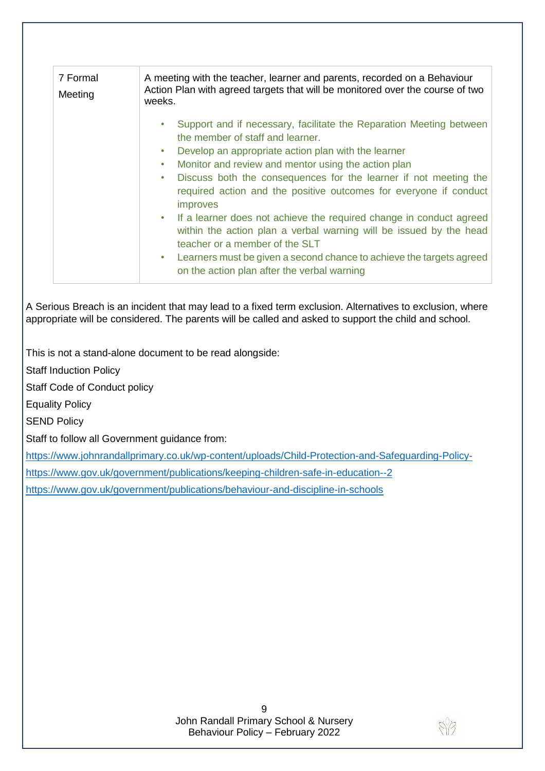| | |
|---|---|
| 7 Formal Meeting | A meeting with the teacher, learner and parents, recorded on a Behaviour Action Plan with agreed targets that will be monitored over the course of two weeks.<br><br>• Support and if necessary, facilitate the Reparation Meeting between the member of staff and learner.<br>• Develop an appropriate action plan with the learner<br>• Monitor and review and mentor using the action plan<br>• Discuss both the consequences for the learner if not meeting the required action and the positive outcomes for everyone if conduct improves<br>• If a learner does not achieve the required change in conduct agreed within the action plan a verbal warning will be issued by the head teacher or a member of the SLT<br>• Learners must be given a second chance to achieve the targets agreed on the action plan after the verbal warning |

A Serious Breach is an incident that may lead to a fixed term exclusion. Alternatives to exclusion, where appropriate will be considered. The parents will be called and asked to support the child and school.

This is not a stand-alone document to be read alongside:

Staff Induction Policy

Staff Code of Conduct policy

Equality Policy

SEND Policy

Staff to follow all Government guidance from:

https://www.johnrandallprimary.co.uk/wp-content/uploads/Child-Protection-and-Safeguarding-Policy-

https://www.gov.uk/government/publications/keeping-children-safe-in-education--2

https://www.gov.uk/government/publications/behaviour-and-discipline-in-schools